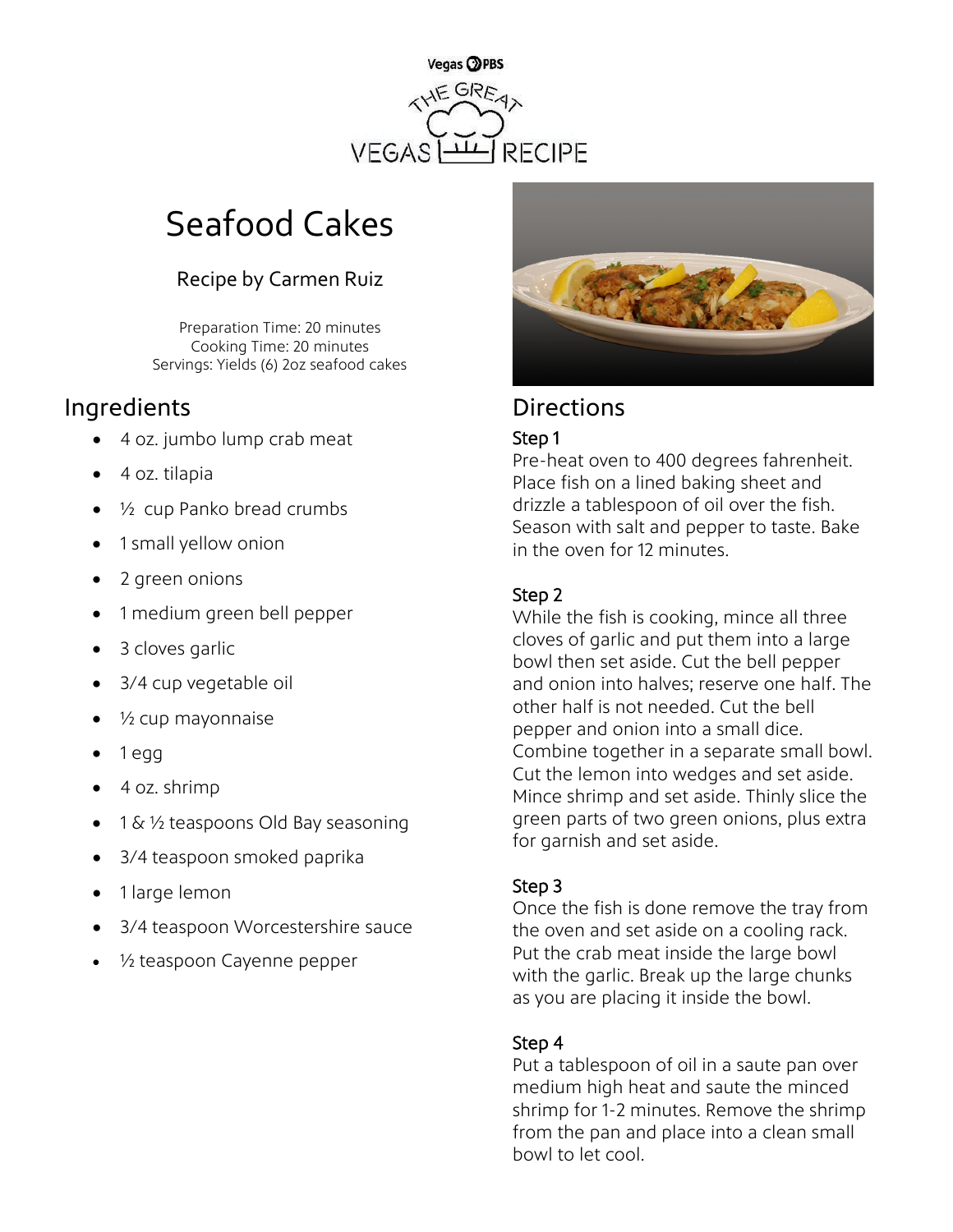Vegas PBS

THE GREAT VEGAS RECIPE

# Seafood Cakes

Recipe by Carmen Ruiz

Preparation Time: 20 minutes
Cooking Time: 20 minutes
Servings: Yields (6) 2oz seafood cakes

## Ingredients

- 4 oz. jumbo lump crab meat
- 4 oz. tilapia
- ½ cup Panko bread crumbs
- 1 small yellow onion
- 2 green onions
- 1 medium green bell pepper
- 3 cloves garlic
- 3/4 cup vegetable oil
- ½ cup mayonnaise
- 1 egg
- 4 oz. shrimp
- 1 & ½ teaspoons Old Bay seasoning
- 3/4 teaspoon smoked paprika
- 1 large lemon
- 3/4 teaspoon Worcestershire sauce
- ½ teaspoon Cayenne pepper

## Directions

### Step 1

Pre-heat oven to 400 degrees fahrenheit. Place fish on a lined baking sheet and drizzle a tablespoon of oil over the fish. Season with salt and pepper to taste. Bake in the oven for 12 minutes.

### Step 2

While the fish is cooking, mince all three cloves of garlic and put them into a large bowl then set aside. Cut the bell pepper and onion into halves; reserve one half. The other half is not needed. Cut the bell pepper and onion into a small dice. Combine together in a separate small bowl. Cut the lemon into wedges and set aside. Mince shrimp and set aside. Thinly slice the green parts of two green onions, plus extra for garnish and set aside.

### Step 3

Once the fish is done remove the tray from the oven and set aside on a cooling rack. Put the crab meat inside the large bowl with the garlic. Break up the large chunks as you are placing it inside the bowl.

### Step 4

Put a tablespoon of oil in a saute pan over medium high heat and saute the minced shrimp for 1-2 minutes. Remove the shrimp from the pan and place into a clean small bowl to let cool.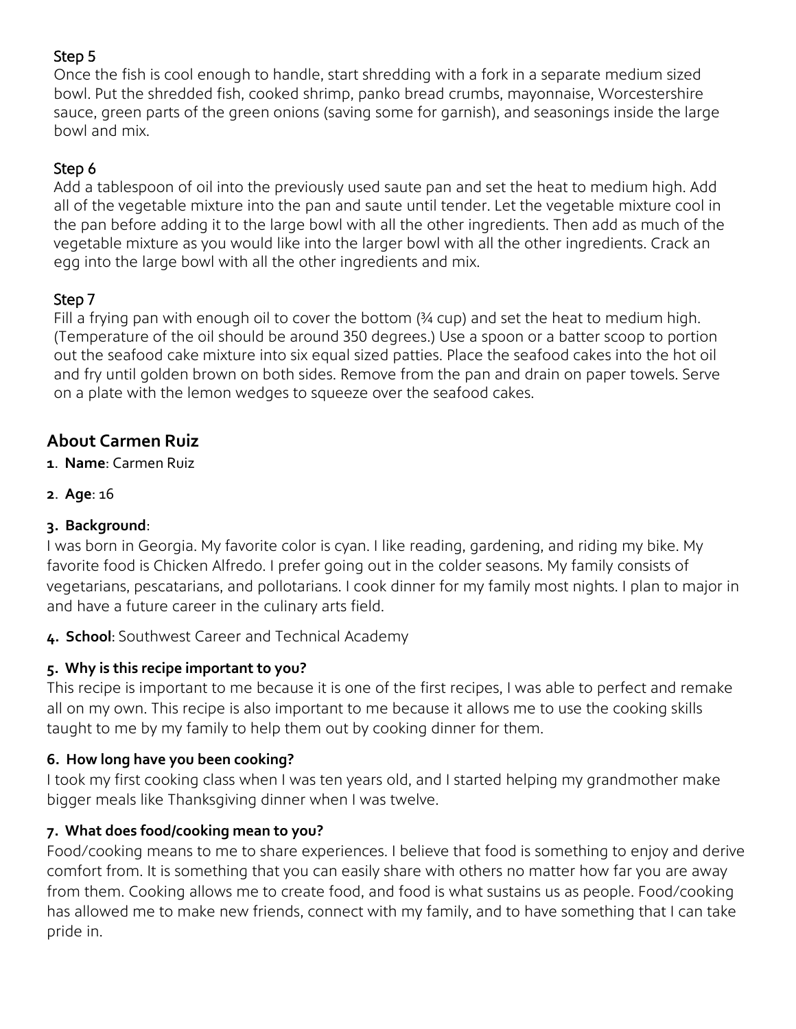### Step 5

Once the fish is cool enough to handle, start shredding with a fork in a separate medium sized bowl. Put the shredded fish, cooked shrimp, panko bread crumbs, mayonnaise, Worcestershire sauce, green parts of the green onions (saving some for garnish), and seasonings inside the large bowl and mix.

### Step 6

Add a tablespoon of oil into the previously used saute pan and set the heat to medium high. Add all of the vegetable mixture into the pan and saute until tender. Let the vegetable mixture cool in the pan before adding it to the large bowl with all the other ingredients. Then add as much of the vegetable mixture as you would like into the larger bowl with all the other ingredients. Crack an egg into the large bowl with all the other ingredients and mix.

### Step 7

Fill a frying pan with enough oil to cover the bottom (¾ cup) and set the heat to medium high. (Temperature of the oil should be around 350 degrees.) Use a spoon or a batter scoop to portion out the seafood cake mixture into six equal sized patties. Place the seafood cakes into the hot oil and fry until golden brown on both sides. Remove from the pan and drain on paper towels. Serve on a plate with the lemon wedges to squeeze over the seafood cakes.

## About Carmen Ruiz

1. **Name**: Carmen Ruiz
2. **Age**: 16
3. **Background**:

I was born in Georgia. My favorite color is cyan. I like reading, gardening, and riding my bike. My favorite food is Chicken Alfredo. I prefer going out in the colder seasons. My family consists of vegetarians, pescatarians, and pollotarians. I cook dinner for my family most nights. I plan to major in and have a future career in the culinary arts field.

4. **School**: Southwest Career and Technical Academy

**5. Why is this recipe important to you?**

This recipe is important to me because it is one of the first recipes, I was able to perfect and remake all on my own. This recipe is also important to me because it allows me to use the cooking skills taught to me by my family to help them out by cooking dinner for them.

**6. How long have you been cooking?**

I took my first cooking class when I was ten years old, and I started helping my grandmother make bigger meals like Thanksgiving dinner when I was twelve.

**7. What does food/cooking mean to you?**

Food/cooking means to me to share experiences. I believe that food is something to enjoy and derive comfort from. It is something that you can easily share with others no matter how far you are away from them. Cooking allows me to create food, and food is what sustains us as people. Food/cooking has allowed me to make new friends, connect with my family, and to have something that I can take pride in.